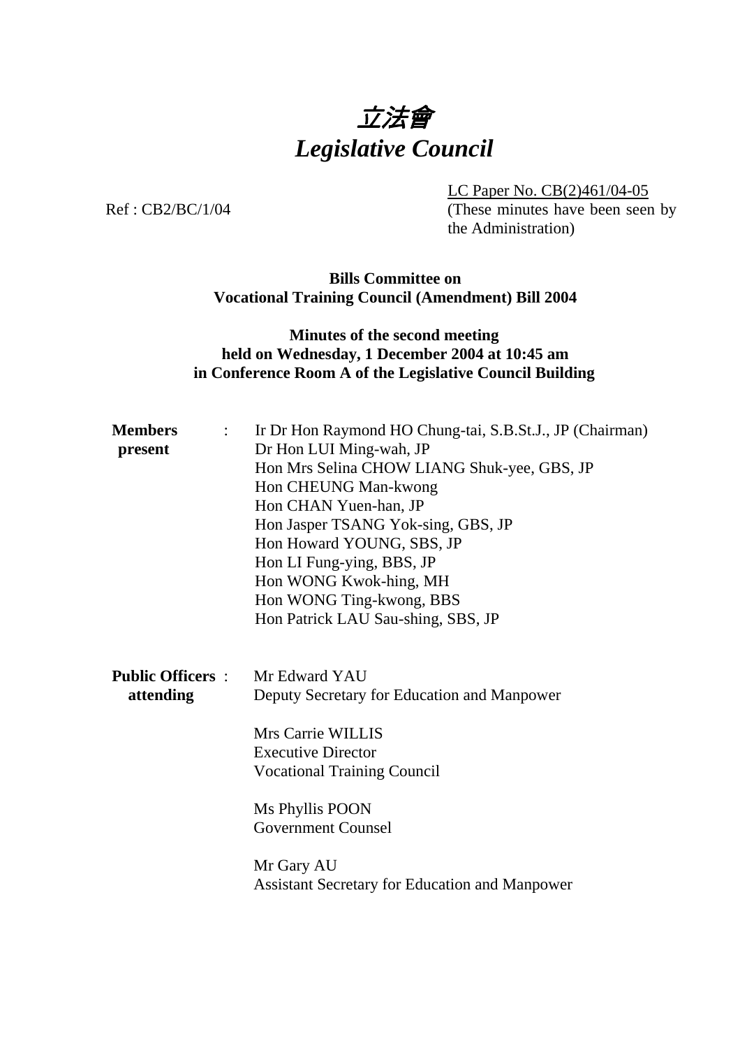# 立法會
# *Legislative Council*

LC Paper No. CB(2)461/04-05
(These minutes have been seen by the Administration)

Ref : CB2/BC/1/04

**Bills Committee on Vocational Training Council (Amendment) Bill 2004**

**Minutes of the second meeting held on Wednesday, 1 December 2004 at 10:45 am in Conference Room A of the Legislative Council Building**

**Members present** :

Ir Dr Hon Raymond HO Chung-tai, S.B.St.J., JP (Chairman)
Dr Hon LUI Ming-wah, JP
Hon Mrs Selina CHOW LIANG Shuk-yee, GBS, JP
Hon CHEUNG Man-kwong
Hon CHAN Yuen-han, JP
Hon Jasper TSANG Yok-sing, GBS, JP
Hon Howard YOUNG, SBS, JP
Hon LI Fung-ying, BBS, JP
Hon WONG Kwok-hing, MH
Hon WONG Ting-kwong, BBS
Hon Patrick LAU Sau-shing, SBS, JP

**Public Officers attending** :

Mr Edward YAU
Deputy Secretary for Education and Manpower

Mrs Carrie WILLIS
Executive Director
Vocational Training Council

Ms Phyllis POON
Government Counsel

Mr Gary AU
Assistant Secretary for Education and Manpower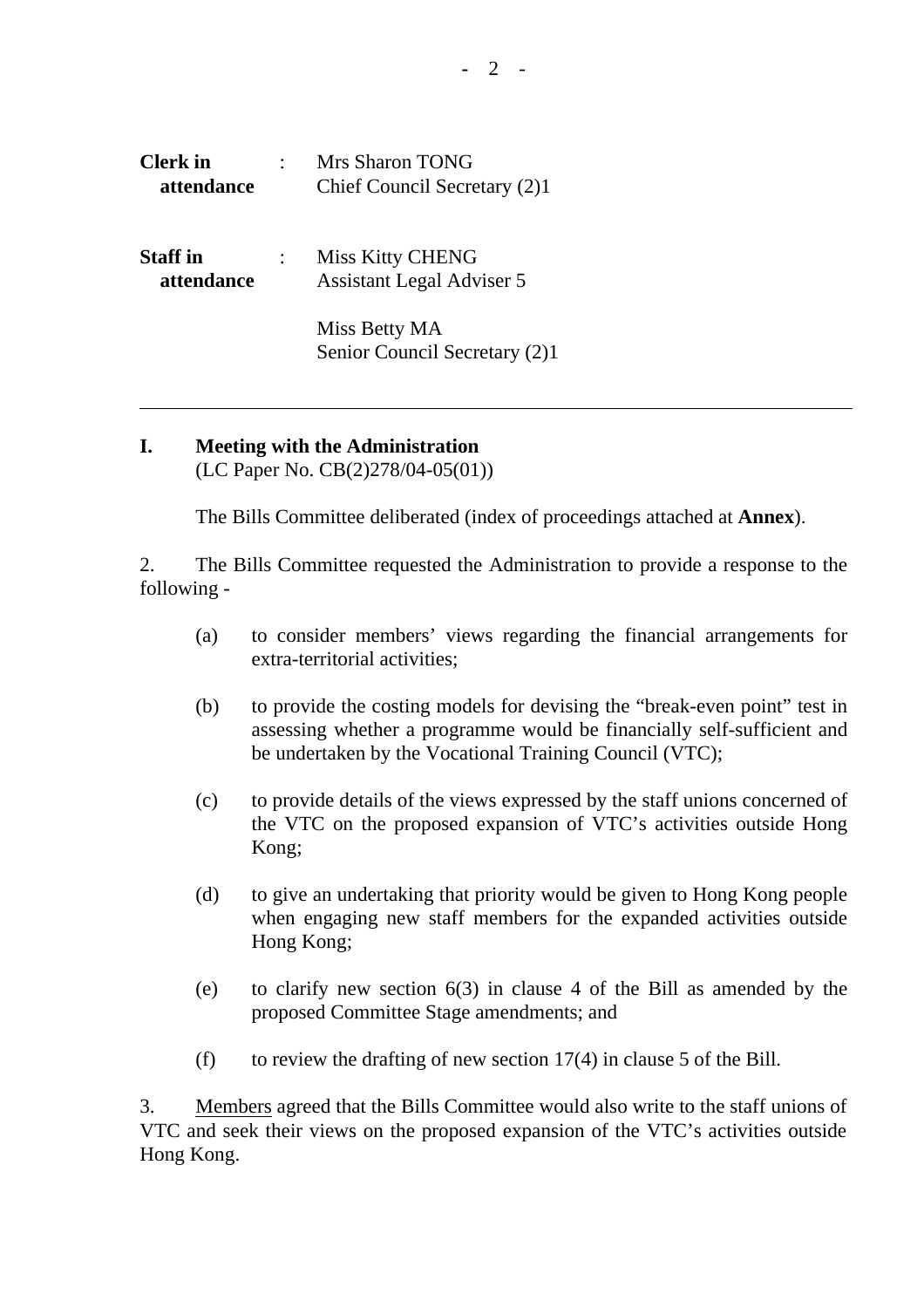| | | |
|---|---|---|
| **Clerk in attendance** | : | Mrs Sharon TONG<br>Chief Council Secretary (2)1 |
| **Staff in attendance** | : | Miss Kitty CHENG<br>Assistant Legal Adviser 5<br><br>Miss Betty MA<br>Senior Council Secretary (2)1 |

---

## I. Meeting with the Administration

(LC Paper No. CB(2)278/04-05(01))

The Bills Committee deliberated (index of proceedings attached at **Annex**).

2. The Bills Committee requested the Administration to provide a response to the following -

(a) to consider members' views regarding the financial arrangements for extra-territorial activities;

(b) to provide the costing models for devising the "break-even point" test in assessing whether a programme would be financially self-sufficient and be undertaken by the Vocational Training Council (VTC);

(c) to provide details of the views expressed by the staff unions concerned of the VTC on the proposed expansion of VTC's activities outside Hong Kong;

(d) to give an undertaking that priority would be given to Hong Kong people when engaging new staff members for the expanded activities outside Hong Kong;

(e) to clarify new section 6(3) in clause 4 of the Bill as amended by the proposed Committee Stage amendments; and

(f) to review the drafting of new section 17(4) in clause 5 of the Bill.

3. <u>Members</u> agreed that the Bills Committee would also write to the staff unions of VTC and seek their views on the proposed expansion of the VTC's activities outside Hong Kong.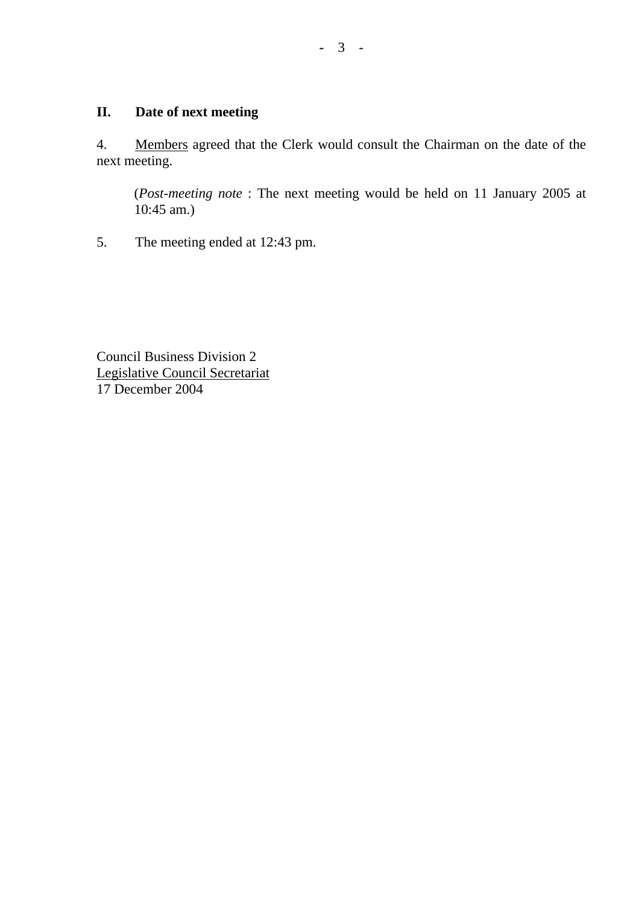## II. Date of next meeting

4. Members agreed that the Clerk would consult the Chairman on the date of the next meeting.

> (*Post-meeting note* : The next meeting would be held on 11 January 2005 at 10:45 am.)

5. The meeting ended at 12:43 pm.

Council Business Division 2
Legislative Council Secretariat
17 December 2004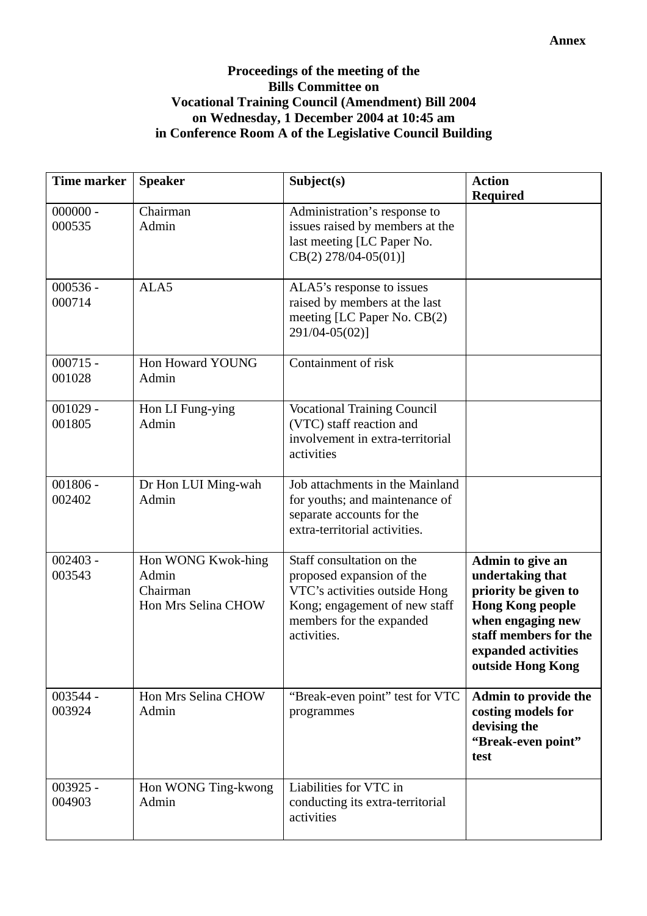**Annex**

**Proceedings of the meeting of the Bills Committee on Vocational Training Council (Amendment) Bill 2004 on Wednesday, 1 December 2004 at 10:45 am in Conference Room A of the Legislative Council Building**

| Time marker | Speaker | Subject(s) | Action Required |
|---|---|---|---|
| 000000 - 000535 | Chairman<br>Admin | Administration's response to issues raised by members at the last meeting [LC Paper No. CB(2) 278/04-05(01)] | |
| 000536 - 000714 | ALA5 | ALA5's response to issues raised by members at the last meeting [LC Paper No. CB(2) 291/04-05(02)] | |
| 000715 - 001028 | Hon Howard YOUNG<br>Admin | Containment of risk | |
| 001029 - 001805 | Hon LI Fung-ying<br>Admin | Vocational Training Council (VTC) staff reaction and involvement in extra-territorial activities | |
| 001806 - 002402 | Dr Hon LUI Ming-wah<br>Admin | Job attachments in the Mainland for youths; and maintenance of separate accounts for the extra-territorial activities. | |
| 002403 - 003543 | Hon WONG Kwok-hing<br>Admin<br>Chairman<br>Hon Mrs Selina CHOW | Staff consultation on the proposed expansion of the VTC's activities outside Hong Kong; engagement of new staff members for the expanded activities. | **Admin to give an undertaking that priority be given to Hong Kong people when engaging new staff members for the expanded activities outside Hong Kong** |
| 003544 - 003924 | Hon Mrs Selina CHOW<br>Admin | "Break-even point" test for VTC programmes | **Admin to provide the costing models for devising the "Break-even point" test** |
| 003925 - 004903 | Hon WONG Ting-kwong<br>Admin | Liabilities for VTC in conducting its extra-territorial activities | |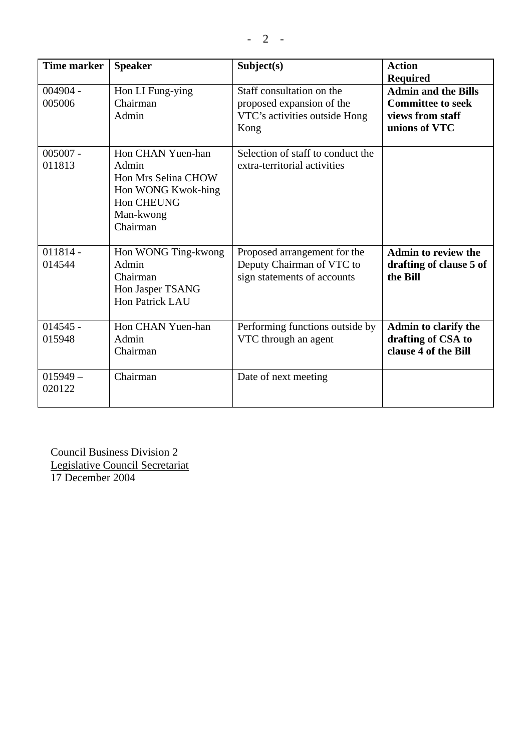| Time marker | Speaker | Subject(s) | Action Required |
|---|---|---|---|
| 004904 - 005006 | Hon LI Fung-ying<br>Chairman<br>Admin | Staff consultation on the proposed expansion of the VTC's activities outside Hong Kong | **Admin and the Bills Committee to seek views from staff unions of VTC** |
| 005007 - 011813 | Hon CHAN Yuen-han<br>Admin<br>Hon Mrs Selina CHOW<br>Hon WONG Kwok-hing<br>Hon CHEUNG Man-kwong<br>Chairman | Selection of staff to conduct the extra-territorial activities | |
| 011814 - 014544 | Hon WONG Ting-kwong<br>Admin<br>Chairman<br>Hon Jasper TSANG<br>Hon Patrick LAU | Proposed arrangement for the Deputy Chairman of VTC to sign statements of accounts | **Admin to review the drafting of clause 5 of the Bill** |
| 014545 - 015948 | Hon CHAN Yuen-han<br>Admin<br>Chairman | Performing functions outside by VTC through an agent | **Admin to clarify the drafting of CSA to clause 4 of the Bill** |
| 015949 – 020122 | Chairman | Date of next meeting | |

Council Business Division 2
Legislative Council Secretariat
17 December 2004